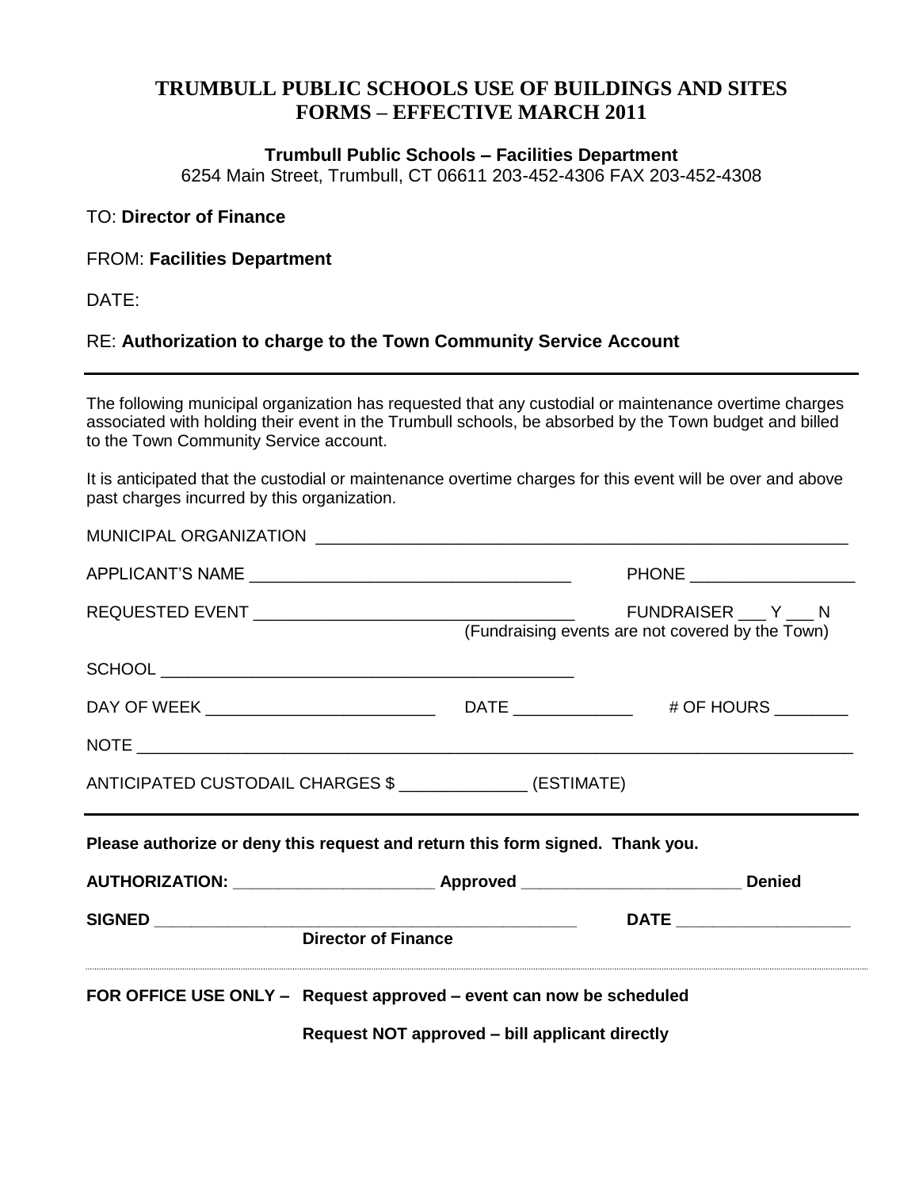# TRUMBULL PUBLIC SCHOOLS USE OF BUILDINGS AND SITES FORMS – EFFECTIVE MARCH 2011

**Trumbull Public Schools – Facilities Department**
6254 Main Street, Trumbull, CT 06611 203-452-4306 FAX 203-452-4308

TO: **Director of Finance**

FROM: **Facilities Department**

DATE:

RE: **Authorization to charge to the Town Community Service Account**

---

The following municipal organization has requested that any custodial or maintenance overtime charges associated with holding their event in the Trumbull schools, be absorbed by the Town budget and billed to the Town Community Service account.

It is anticipated that the custodial or maintenance overtime charges for this event will be over and above past charges incurred by this organization.

MUNICIPAL ORGANIZATION ____________________________________________________________

APPLICANT'S NAME ___________________________________ PHONE __________________

REQUESTED EVENT ___________________________________ FUNDRAISER ___ Y ___ N
(Fundraising events are not covered by the Town)

SCHOOL ______________________________________________

DAY OF WEEK _________________________ DATE _____________ # OF HOURS ________

NOTE ___________________________________________________________________________

ANTICIPATED CUSTODAIL CHARGES $ ______________ (ESTIMATE)

---

**Please authorize or deny this request and return this form signed. Thank you.**

**AUTHORIZATION: ______________________ Approved ________________________ Denied**

**SIGNED ________________________________________________ DATE ___________________**
**Director of Finance**

---

**FOR OFFICE USE ONLY – Request approved – event can now be scheduled**

**Request NOT approved – bill applicant directly**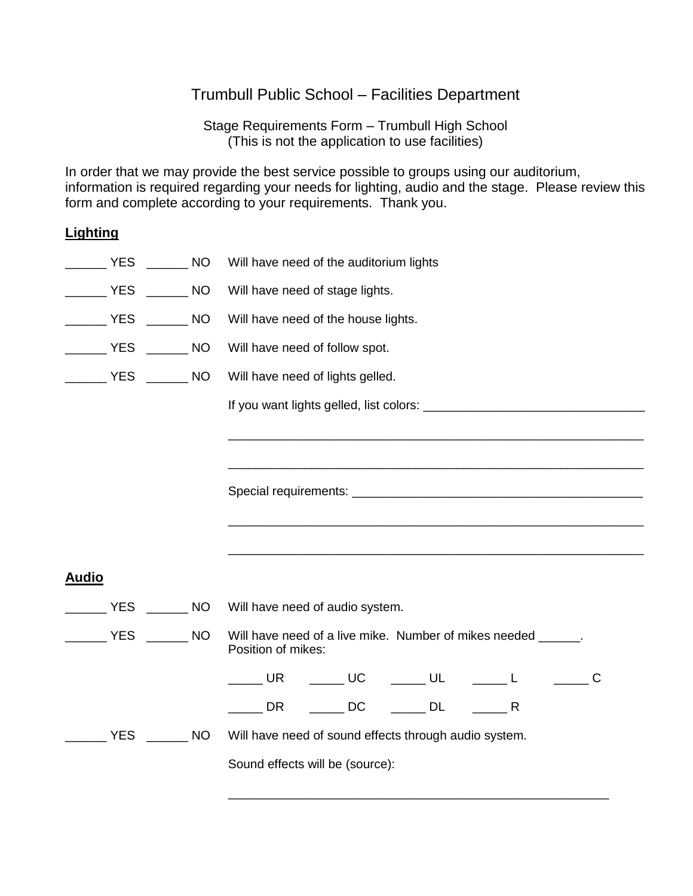Trumbull Public School – Facilities Department

Stage Requirements Form – Trumbull High School
(This is not the application to use facilities)

In order that we may provide the best service possible to groups using our auditorium, information is required regarding your needs for lighting, audio and the stage. Please review this form and complete according to your requirements. Thank you.

**Lighting**

______ YES ______ NO Will have need of the auditorium lights

______ YES ______ NO Will have need of stage lights.

______ YES ______ NO Will have need of the house lights.

______ YES ______ NO Will have need of follow spot.

______ YES ______ NO Will have need of lights gelled.

If you want lights gelled, list colors: ________________________________

____________________________________________________________

____________________________________________________________

Special requirements: ___________________________________________

____________________________________________________________

____________________________________________________________

**Audio**

______ YES ______ NO Will have need of audio system.

______ YES ______ NO Will have need of a live mike. Number of mikes needed ______.
Position of mikes:

_____ UR _____ UC _____ UL _____ L _____ C

_____ DR _____ DC _____ DL _____ R

______ YES ______ NO Will have need of sound effects through audio system.

Sound effects will be (source):

_______________________________________________________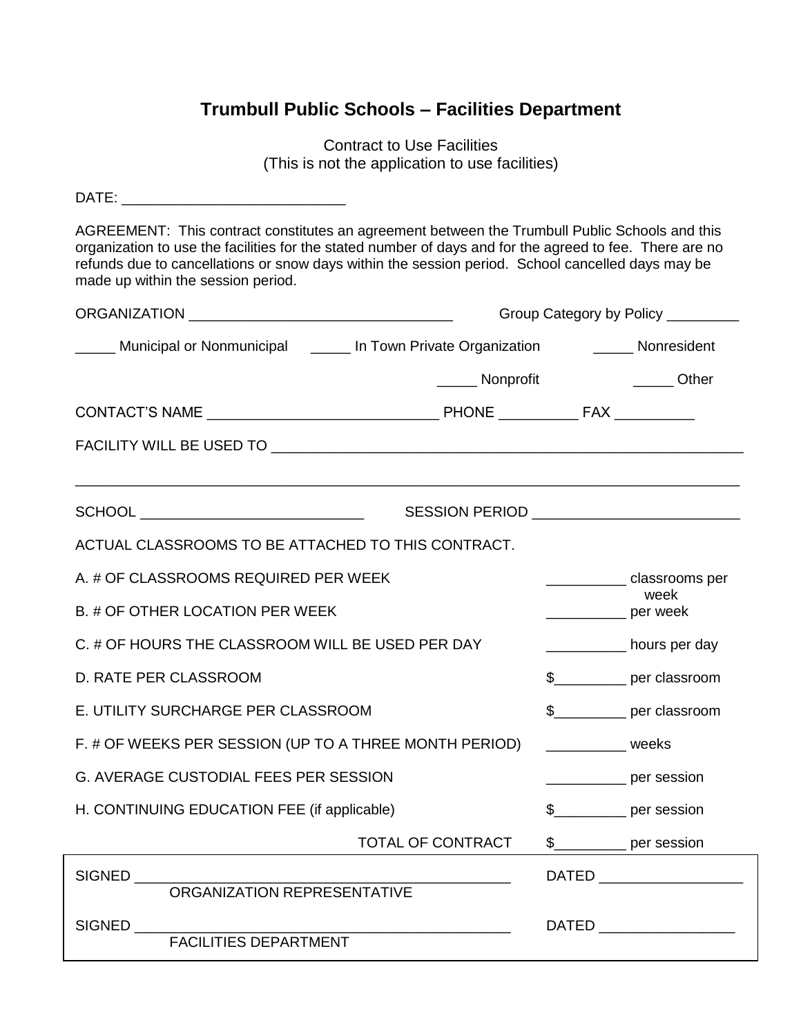# Trumbull Public Schools – Facilities Department

Contract to Use Facilities
(This is not the application to use facilities)

DATE: ___________________________

AGREEMENT: This contract constitutes an agreement between the Trumbull Public Schools and this organization to use the facilities for the stated number of days and for the agreed to fee. There are no refunds due to cancellations or snow days within the session period. School cancelled days may be made up within the session period.

ORGANIZATION _________________________________ Group Category by Policy _________

_____ Municipal or Nonmunicipal _____ In Town Private Organization _____ Nonresident

_____ Nonprofit _____ Other

CONTACT'S NAME ____________________________ PHONE __________ FAX __________

FACILITY WILL BE USED TO ___________________________________________________________

_____________________________________________________________________________________

SCHOOL ____________________________ SESSION PERIOD __________________________

ACTUAL CLASSROOMS TO BE ATTACHED TO THIS CONTRACT.

A. # OF CLASSROOMS REQUIRED PER WEEK __________ classrooms per week

B. # OF OTHER LOCATION PER WEEK __________ per week

C. # OF HOURS THE CLASSROOM WILL BE USED PER DAY __________ hours per day

D. RATE PER CLASSROOM $_________ per classroom

E. UTILITY SURCHARGE PER CLASSROOM $_________ per classroom

F. # OF WEEKS PER SESSION (UP TO A THREE MONTH PERIOD) __________ weeks

G. AVERAGE CUSTODIAL FEES PER SESSION __________ per session

H. CONTINUING EDUCATION FEE (if applicable) $_________ per session

TOTAL OF CONTRACT $_________ per session

SIGNED _____________________________________________ DATED __________________
ORGANIZATION REPRESENTATIVE

SIGNED _____________________________________________ DATED _________________
FACILITIES DEPARTMENT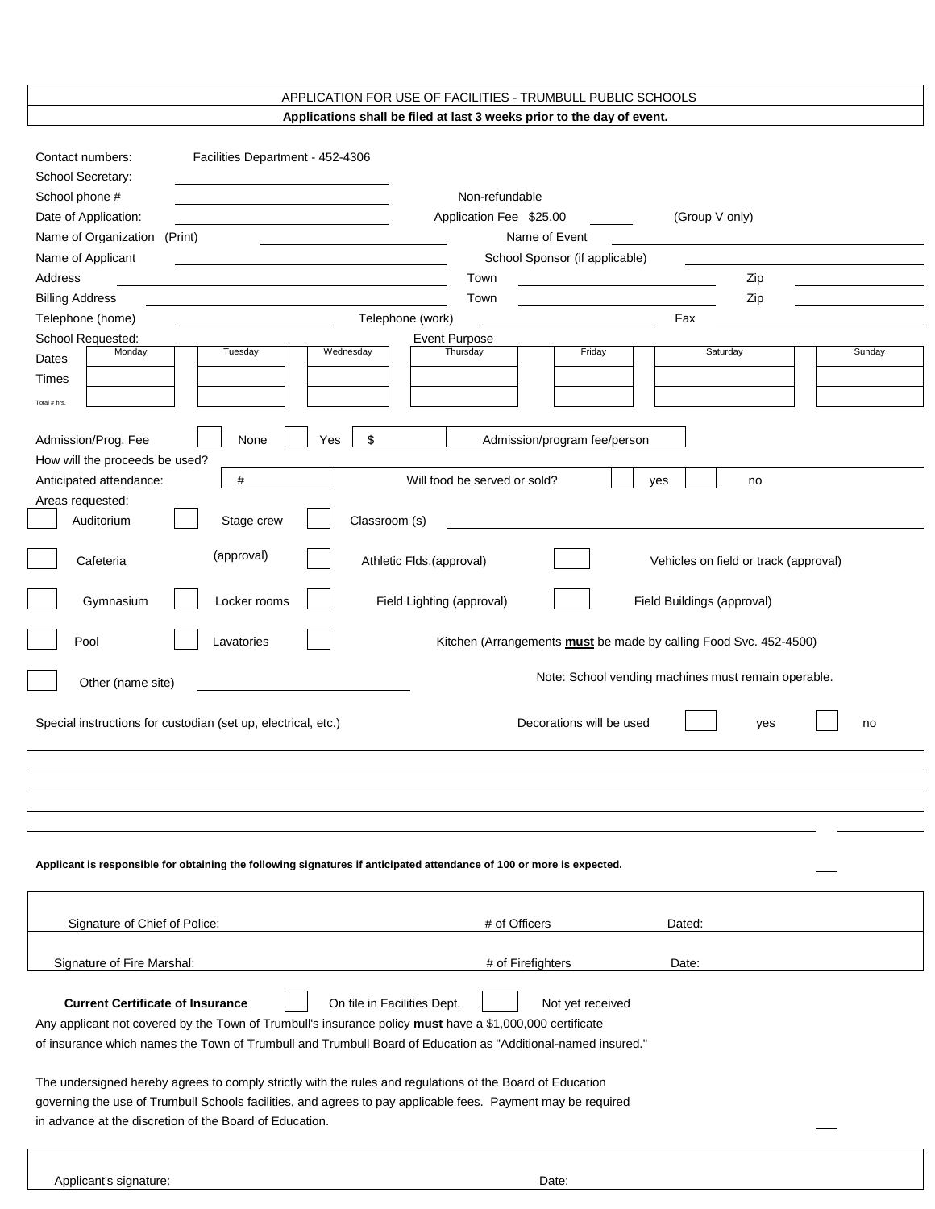# APPLICATION FOR USE OF FACILITIES - TRUMBULL PUBLIC SCHOOLS

**Applications shall be filed at last 3 weeks prior to the day of event.**

Contact numbers: Facilities Department - 452-4306

School Secretary: ______________________

School phone # ______________________ Non-refundable

Date of Application: ______________________ Application Fee $25.00 ______ (Group V only)

Name of Organization (Print) ______________________ Name of Event ______________________

Name of Applicant ______________________ School Sponsor (if applicable) ______________________

Address ______________________ Town ______________________ Zip ________

Billing Address ______________________ Town ______________________ Zip ________

Telephone (home) ______________________ Telephone (work) ______________________ Fax ______________________

School Requested: Event Purpose

| | Monday | Tuesday | Wednesday | Thursday | Friday | Saturday | Sunday |
|---|---|---|---|---|---|---|---|
| Dates | | | | | | | |
| Times | | | | | | | |
| Total # hrs. | | | | | | | |

Admission/Prog. Fee ☐ None ☐ Yes $ ________ Admission/program fee/person

How will the proceeds be used? ______________________

Anticipated attendance: # ________ Will food be served or sold? ☐ yes ☐ no

Areas requested:

☐ Auditorium ☐ Stage crew (approval) ☐ Classroom (s) ______________________

☐ Cafeteria ☐ Athletic Flds.(approval) ☐ Vehicles on field or track (approval)

☐ Gymnasium ☐ Locker rooms ☐ Field Lighting (approval) ☐ Field Buildings (approval)

☐ Pool ☐ Lavatories ☐ Kitchen (Arrangements **must** be made by calling Food Svc. 452-4500)

☐ Other (name site) ______________________

Note: School vending machines must remain operable.

Special instructions for custodian (set up, electrical, etc.) Decorations will be used ☐ yes ☐ no

______________________________________________________________________

______________________________________________________________________

______________________________________________________________________

______________________________________________________________________

______________________________________________________________________

**Applicant is responsible for obtaining the following signatures if anticipated attendance of 100 or more is expected.**

| | | |
|---|---|---|
| Signature of Chief of Police: | # of Officers | Dated: |
| Signature of Fire Marshal: | # of Firefighters | Date: |

**Current Certificate of Insurance** ☐ On file in Facilities Dept. ☐ Not yet received

Any applicant not covered by the Town of Trumbull's insurance policy **must** have a $1,000,000 certificate of insurance which names the Town of Trumbull and Trumbull Board of Education as "Additional-named insured."

The undersigned hereby agrees to comply strictly with the rules and regulations of the Board of Education governing the use of Trumbull Schools facilities, and agrees to pay applicable fees. Payment may be required in advance at the discretion of the Board of Education.

Applicant's signature: ______________________ Date: ______________________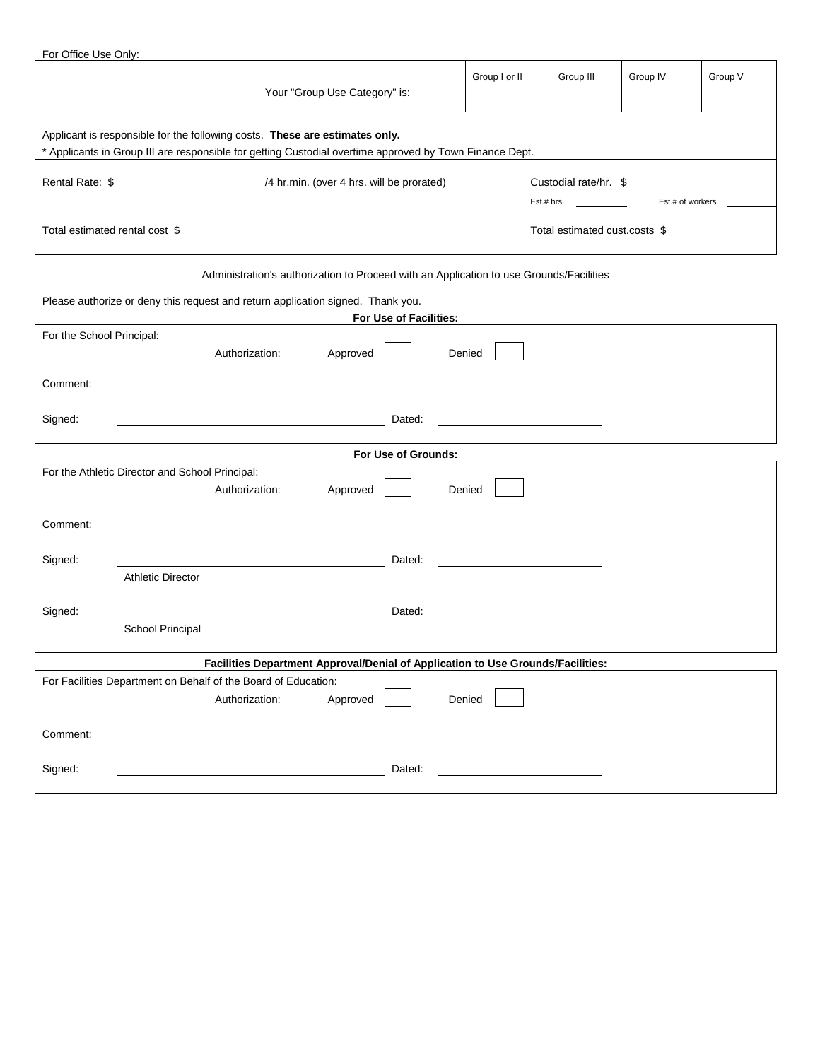For Office Use Only:

| Your "Group Use Category" is: | Group I or II | Group III | Group IV | Group V |
|---|---|---|---|---|
| | | | | |

Applicant is responsible for the following costs. **These are estimates only.**

* Applicants in Group III are responsible for getting Custodial overtime approved by Town Finance Dept.

Rental Rate: $ ____________ /4 hr.min. (over 4 hrs. will be prorated)

Custodial rate/hr. $ ____________

Est.# hrs. ____________ Est.# of workers ____________

Total estimated rental cost $ ____________

Total estimated cust.costs $ ____________

Administration's authorization to Proceed with an Application to use Grounds/Facilities

Please authorize or deny this request and return application signed. Thank you.

**For Use of Facilities:**

For the School Principal:

Authorization: Approved ☐ Denied ☐

Comment: ________________________________________

Signed: ________________________ Dated: ________________

**For Use of Grounds:**

For the Athletic Director and School Principal:

Authorization: Approved ☐ Denied ☐

Comment: ________________________________________

Signed: ________________________ Dated: ________________
Athletic Director

Signed: ________________________ Dated: ________________
School Principal

**Facilities Department Approval/Denial of Application to Use Grounds/Facilities:**

For Facilities Department on Behalf of the Board of Education:

Authorization: Approved ☐ Denied ☐

Comment: ________________________________________

Signed: ________________________ Dated: ________________